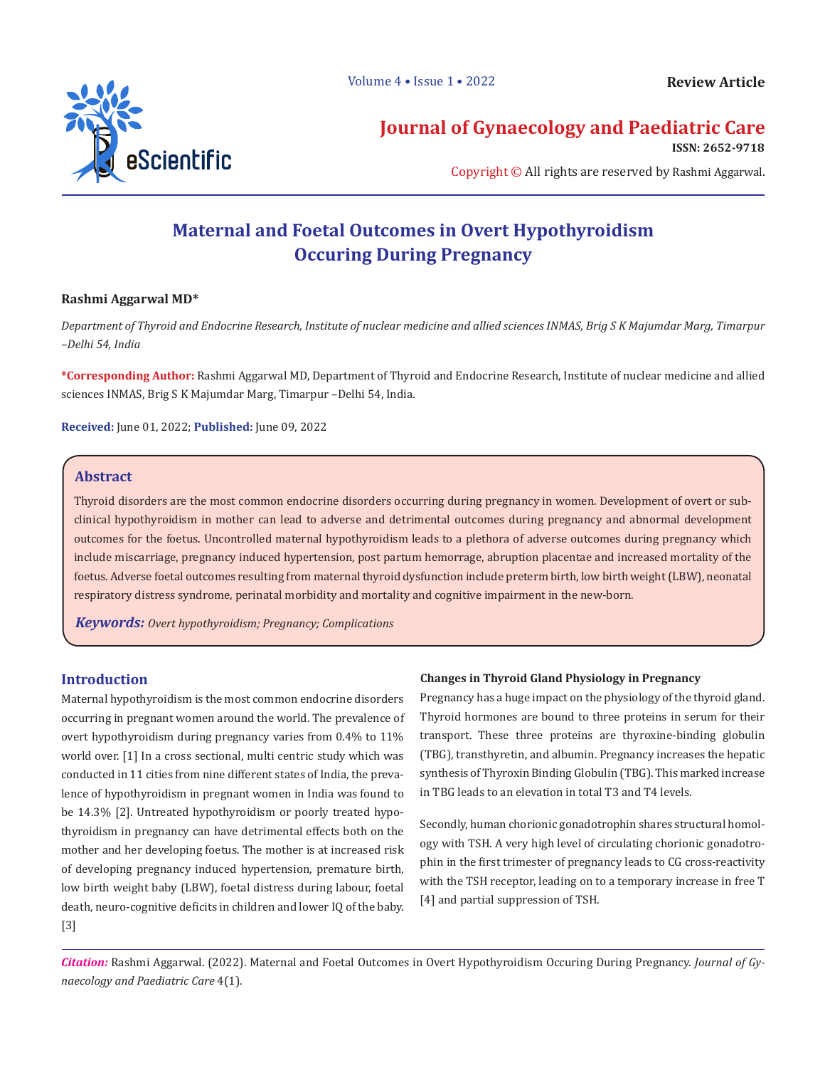Review Article

## Journal of Gynaecology and Paediatric Care

**ISSN: 2652-9718**

Copyright © All rights are reserved by Rashmi Aggarwal.

# Maternal and Foetal Outcomes in Overt Hypothyroidism Occuring During Pregnancy

**Rashmi Aggarwal MD***

*Department of Thyroid and Endocrine Research, Institute of nuclear medicine and allied sciences INMAS, Brig S K Majumdar Marg, Timarpur –Delhi 54, India*

**\*Corresponding Author:** Rashmi Aggarwal MD, Department of Thyroid and Endocrine Research, Institute of nuclear medicine and allied sciences INMAS, Brig S K Majumdar Marg, Timarpur –Delhi 54, India.

**Received:** June 01, 2022; **Published:** June 09, 2022

## Abstract

Thyroid disorders are the most common endocrine disorders occurring during pregnancy in women. Development of overt or subclinical hypothyroidism in mother can lead to adverse and detrimental outcomes during pregnancy and abnormal development outcomes for the foetus. Uncontrolled maternal hypothyroidism leads to a plethora of adverse outcomes during pregnancy which include miscarriage, pregnancy induced hypertension, post partum hemorrage, abruption placentae and increased mortality of the foetus. Adverse foetal outcomes resulting from maternal thyroid dysfunction include preterm birth, low birth weight (LBW), neonatal respiratory distress syndrome, perinatal morbidity and mortality and cognitive impairment in the new-born.

***Keywords:*** *Overt hypothyroidism; Pregnancy; Complications*

## Introduction

Maternal hypothyroidism is the most common endocrine disorders occurring in pregnant women around the world. The prevalence of overt hypothyroidism during pregnancy varies from 0.4% to 11% world over. [1] In a cross sectional, multi centric study which was conducted in 11 cities from nine different states of India, the prevalence of hypothyroidism in pregnant women in India was found to be 14.3% [2]. Untreated hypothyroidism or poorly treated hypothyroidism in pregnancy can have detrimental effects both on the mother and her developing foetus. The mother is at increased risk of developing pregnancy induced hypertension, premature birth, low birth weight baby (LBW), foetal distress during labour, foetal death, neuro-cognitive deficits in children and lower IQ of the baby. [3]

### Changes in Thyroid Gland Physiology in Pregnancy

Pregnancy has a huge impact on the physiology of the thyroid gland. Thyroid hormones are bound to three proteins in serum for their transport. These three proteins are thyroxine-binding globulin (TBG), transthyretin, and albumin. Pregnancy increases the hepatic synthesis of Thyroxin Binding Globulin (TBG). This marked increase in TBG leads to an elevation in total T3 and T4 levels.

Secondly, human chorionic gonadotrophin shares structural homology with TSH. A very high level of circulating chorionic gonadotrophin in the first trimester of pregnancy leads to CG cross-reactivity with the TSH receptor, leading on to a temporary increase in free T [4] and partial suppression of TSH.

*Citation:* Rashmi Aggarwal. (2022). Maternal and Foetal Outcomes in Overt Hypothyroidism Occuring During Pregnancy. *Journal of Gynaecology and Paediatric Care* 4(1).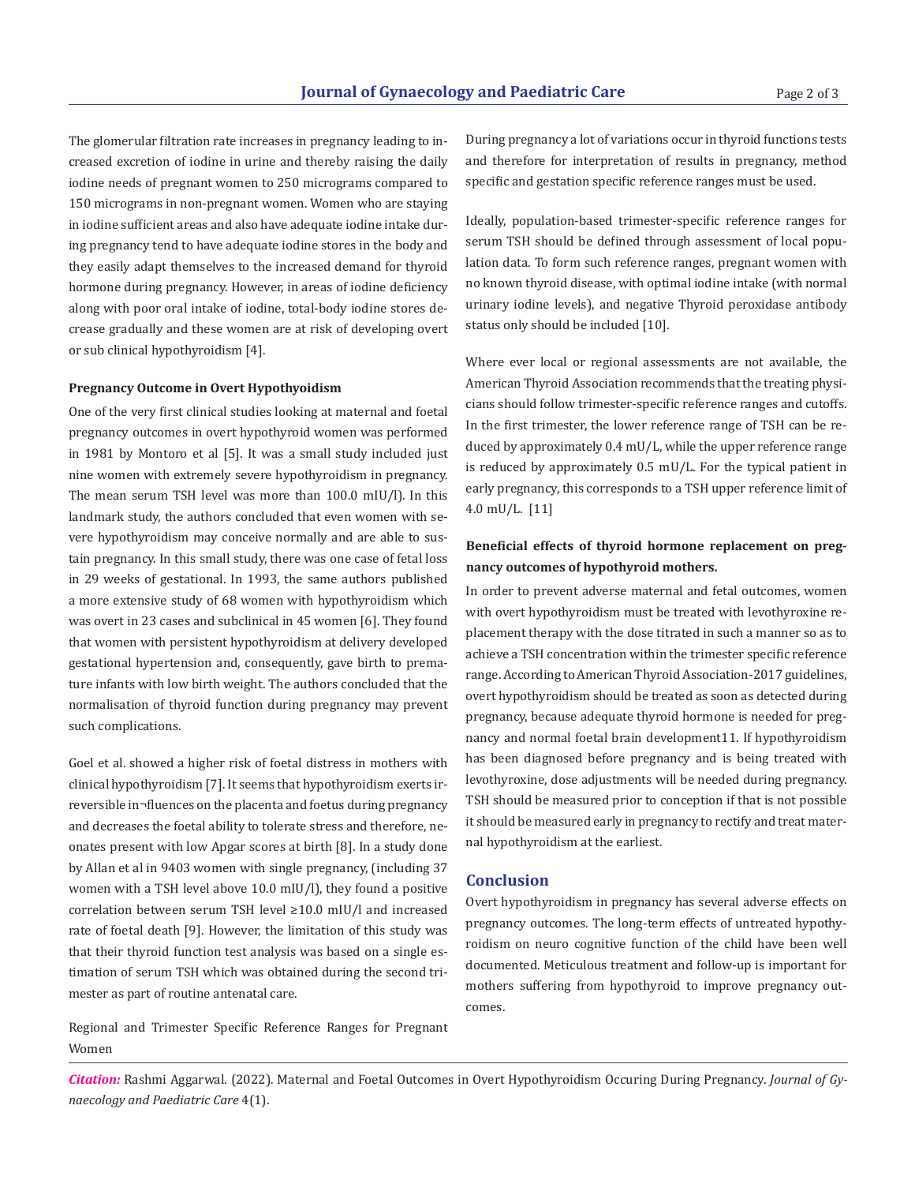The glomerular filtration rate increases in pregnancy leading to increased excretion of iodine in urine and thereby raising the daily iodine needs of pregnant women to 250 micrograms compared to 150 micrograms in non-pregnant women. Women who are staying in iodine sufficient areas and also have adequate iodine intake during pregnancy tend to have adequate iodine stores in the body and they easily adapt themselves to the increased demand for thyroid hormone during pregnancy. However, in areas of iodine deficiency along with poor oral intake of iodine, total-body iodine stores decrease gradually and these women are at risk of developing overt or sub clinical hypothyroidism [4].

**Pregnancy Outcome in Overt Hypothyoidism**

One of the very first clinical studies looking at maternal and foetal pregnancy outcomes in overt hypothyroid women was performed in 1981 by Montoro et al [5]. It was a small study included just nine women with extremely severe hypothyroidism in pregnancy. The mean serum TSH level was more than 100.0 mIU/l). In this landmark study, the authors concluded that even women with severe hypothyroidism may conceive normally and are able to sustain pregnancy. In this small study, there was one case of fetal loss in 29 weeks of gestational. In 1993, the same authors published a more extensive study of 68 women with hypothyroidism which was overt in 23 cases and subclinical in 45 women [6]. They found that women with persistent hypothyroidism at delivery developed gestational hypertension and, consequently, gave birth to premature infants with low birth weight. The authors concluded that the normalisation of thyroid function during pregnancy may prevent such complications.

Goel et al. showed a higher risk of foetal distress in mothers with clinical hypothyroidism [7]. It seems that hypothyroidism exerts irreversible in¬fluences on the placenta and foetus during pregnancy and decreases the foetal ability to tolerate stress and therefore, neonates present with low Apgar scores at birth [8]. In a study done by Allan et al in 9403 women with single pregnancy, (including 37 women with a TSH level above 10.0 mIU/l), they found a positive correlation between serum TSH level ≥10.0 mIU/l and increased rate of foetal death [9]. However, the limitation of this study was that their thyroid function test analysis was based on a single estimation of serum TSH which was obtained during the second trimester as part of routine antenatal care.

Regional and Trimester Specific Reference Ranges for Pregnant Women

During pregnancy a lot of variations occur in thyroid functions tests and therefore for interpretation of results in pregnancy, method specific and gestation specific reference ranges must be used.

Ideally, population-based trimester-specific reference ranges for serum TSH should be defined through assessment of local population data. To form such reference ranges, pregnant women with no known thyroid disease, with optimal iodine intake (with normal urinary iodine levels), and negative Thyroid peroxidase antibody status only should be included [10].

Where ever local or regional assessments are not available, the American Thyroid Association recommends that the treating physicians should follow trimester-specific reference ranges and cutoffs. In the first trimester, the lower reference range of TSH can be reduced by approximately 0.4 mU/L, while the upper reference range is reduced by approximately 0.5 mU/L. For the typical patient in early pregnancy, this corresponds to a TSH upper reference limit of 4.0 mU/L. [11]

**Beneficial effects of thyroid hormone replacement on pregnancy outcomes of hypothyroid mothers.**

In order to prevent adverse maternal and fetal outcomes, women with overt hypothyroidism must be treated with levothyroxine replacement therapy with the dose titrated in such a manner so as to achieve a TSH concentration within the trimester specific reference range. According to American Thyroid Association-2017 guidelines, overt hypothyroidism should be treated as soon as detected during pregnancy, because adequate thyroid hormone is needed for pregnancy and normal foetal brain development11. If hypothyroidism has been diagnosed before pregnancy and is being treated with levothyroxine, dose adjustments will be needed during pregnancy. TSH should be measured prior to conception if that is not possible it should be measured early in pregnancy to rectify and treat maternal hypothyroidism at the earliest.

## Conclusion

Overt hypothyroidism in pregnancy has several adverse effects on pregnancy outcomes. The long-term effects of untreated hypothyroidism on neuro cognitive function of the child have been well documented. Meticulous treatment and follow-up is important for mothers suffering from hypothyroid to improve pregnancy outcomes.

*Citation:* Rashmi Aggarwal. (2022). Maternal and Foetal Outcomes in Overt Hypothyroidism Occuring During Pregnancy. *Journal of Gynaecology and Paediatric Care* 4(1).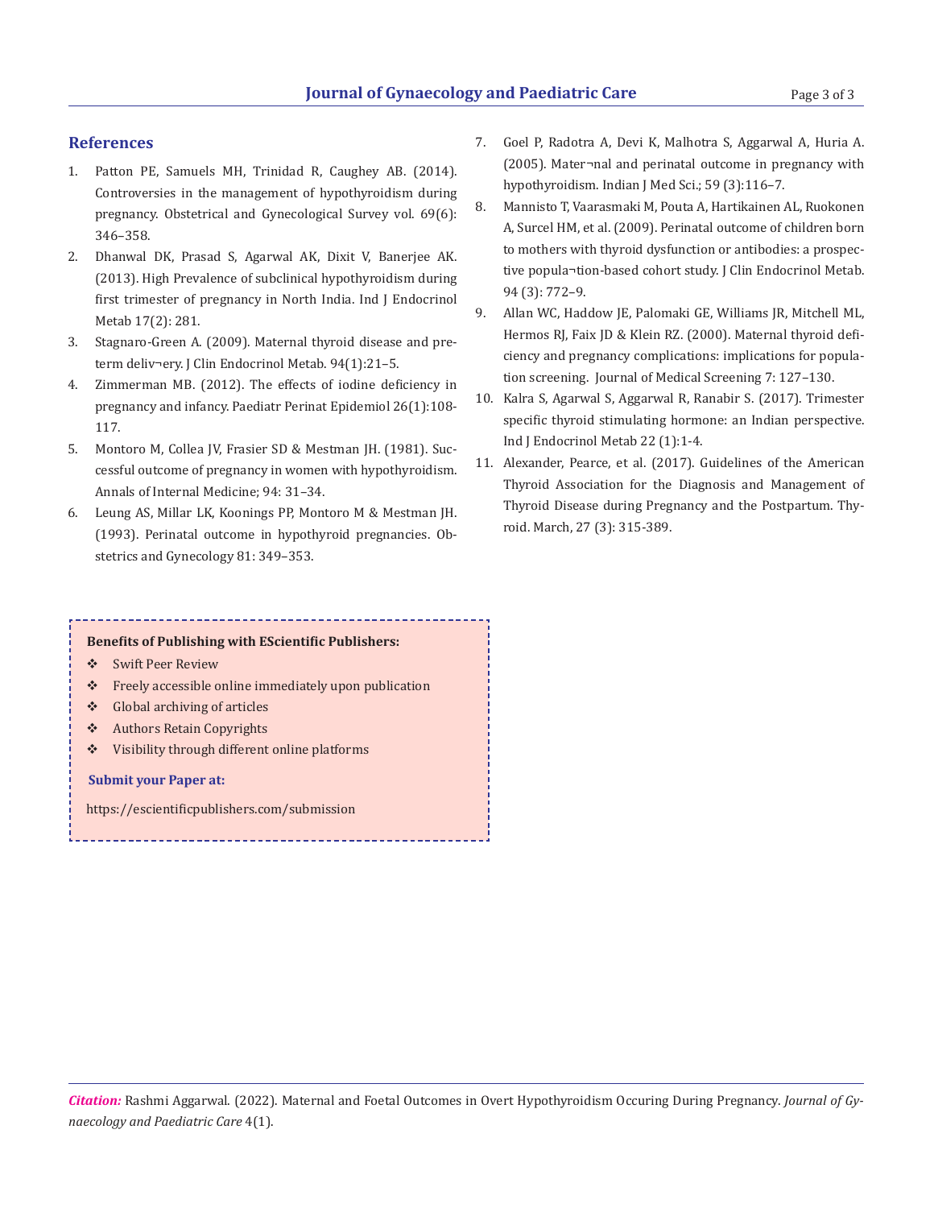## References

1. Patton PE, Samuels MH, Trinidad R, Caughey AB. (2014). Controversies in the management of hypothyroidism during pregnancy. Obstetrical and Gynecological Survey vol. 69(6): 346–358.
2. Dhanwal DK, Prasad S, Agarwal AK, Dixit V, Banerjee AK. (2013). High Prevalence of subclinical hypothyroidism during first trimester of pregnancy in North India. Ind J Endocrinol Metab 17(2): 281.
3. Stagnaro-Green A. (2009). Maternal thyroid disease and preterm deliv¬ery. J Clin Endocrinol Metab. 94(1):21–5.
4. Zimmerman MB. (2012). The effects of iodine deficiency in pregnancy and infancy. Paediatr Perinat Epidemiol 26(1):108-117.
5. Montoro M, Collea JV, Frasier SD & Mestman JH. (1981). Successful outcome of pregnancy in women with hypothyroidism. Annals of Internal Medicine; 94: 31–34.
6. Leung AS, Millar LK, Koonings PP, Montoro M & Mestman JH. (1993). Perinatal outcome in hypothyroid pregnancies. Obstetrics and Gynecology 81: 349–353.
7. Goel P, Radotra A, Devi K, Malhotra S, Aggarwal A, Huria A. (2005). Mater¬nal and perinatal outcome in pregnancy with hypothyroidism. Indian J Med Sci.; 59 (3):116–7.
8. Mannisto T, Vaarasmaki M, Pouta A, Hartikainen AL, Ruokonen A, Surcel HM, et al. (2009). Perinatal outcome of children born to mothers with thyroid dysfunction or antibodies: a prospective popula¬tion-based cohort study. J Clin Endocrinol Metab. 94 (3): 772–9.
9. Allan WC, Haddow JE, Palomaki GE, Williams JR, Mitchell ML, Hermos RJ, Faix JD & Klein RZ. (2000). Maternal thyroid deficiency and pregnancy complications: implications for population screening. Journal of Medical Screening 7: 127–130.
10. Kalra S, Agarwal S, Aggarwal R, Ranabir S. (2017). Trimester specific thyroid stimulating hormone: an Indian perspective. Ind J Endocrinol Metab 22 (1):1-4.
11. Alexander, Pearce, et al. (2017). Guidelines of the American Thyroid Association for the Diagnosis and Management of Thyroid Disease during Pregnancy and the Postpartum. Thyroid. March, 27 (3): 315-389.

**Benefits of Publishing with EScientific Publishers:**

- Swift Peer Review
- Freely accessible online immediately upon publication
- Global archiving of articles
- Authors Retain Copyrights
- Visibility through different online platforms

**Submit your Paper at:**

https://escientificpublishers.com/submission

***Citation:*** Rashmi Aggarwal. (2022). Maternal and Foetal Outcomes in Overt Hypothyroidism Occuring During Pregnancy. *Journal of Gynaecology and Paediatric Care* 4(1).